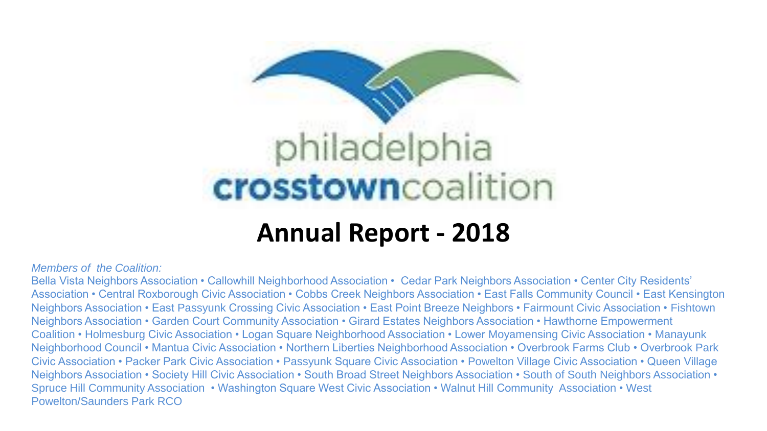philadelphia **crosstown**coalition

# Annual Report - 2018

*Members of the Coalition:*

Bella Vista Neighbors Association • Callowhill Neighborhood Association • Cedar Park Neighbors Association • Center City Residents' Association • Central Roxborough Civic Association • Cobbs Creek Neighbors Association • East Falls Community Council • East Kensington Neighbors Association • East Passyunk Crossing Civic Association • East Point Breeze Neighbors • Fairmount Civic Association • Fishtown Neighbors Association • Garden Court Community Association • Girard Estates Neighbors Association • Hawthorne Empowerment Coalition • Holmesburg Civic Association • Logan Square Neighborhood Association • Lower Moyamensing Civic Association • Manayunk Neighborhood Council • Mantua Civic Association • Northern Liberties Neighborhood Association • Overbrook Farms Club • Overbrook Park Civic Association • Packer Park Civic Association • Passyunk Square Civic Association • Powelton Village Civic Association • Queen Village Neighbors Association • Society Hill Civic Association • South Broad Street Neighbors Association • South of South Neighbors Association • Spruce Hill Community Association • Washington Square West Civic Association • Walnut Hill Community Association • West Powelton/Saunders Park RCO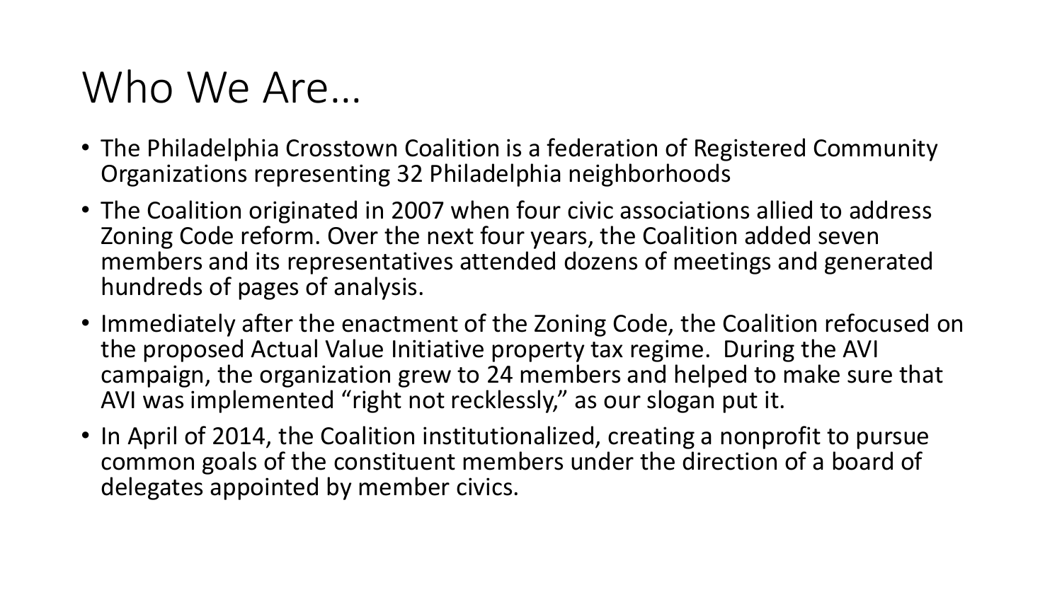# Who We Are…

- The Philadelphia Crosstown Coalition is a federation of Registered Community Organizations representing 32 Philadelphia neighborhoods
- The Coalition originated in 2007 when four civic associations allied to address Zoning Code reform. Over the next four years, the Coalition added seven members and its representatives attended dozens of meetings and generated hundreds of pages of analysis.
- Immediately after the enactment of the Zoning Code, the Coalition refocused on the proposed Actual Value Initiative property tax regime. During the AVI campaign, the organization grew to 24 members and helped to make sure that AVI was implemented "right not recklessly," as our slogan put it.
- In April of 2014, the Coalition institutionalized, creating a nonprofit to pursue common goals of the constituent members under the direction of a board of delegates appointed by member civics.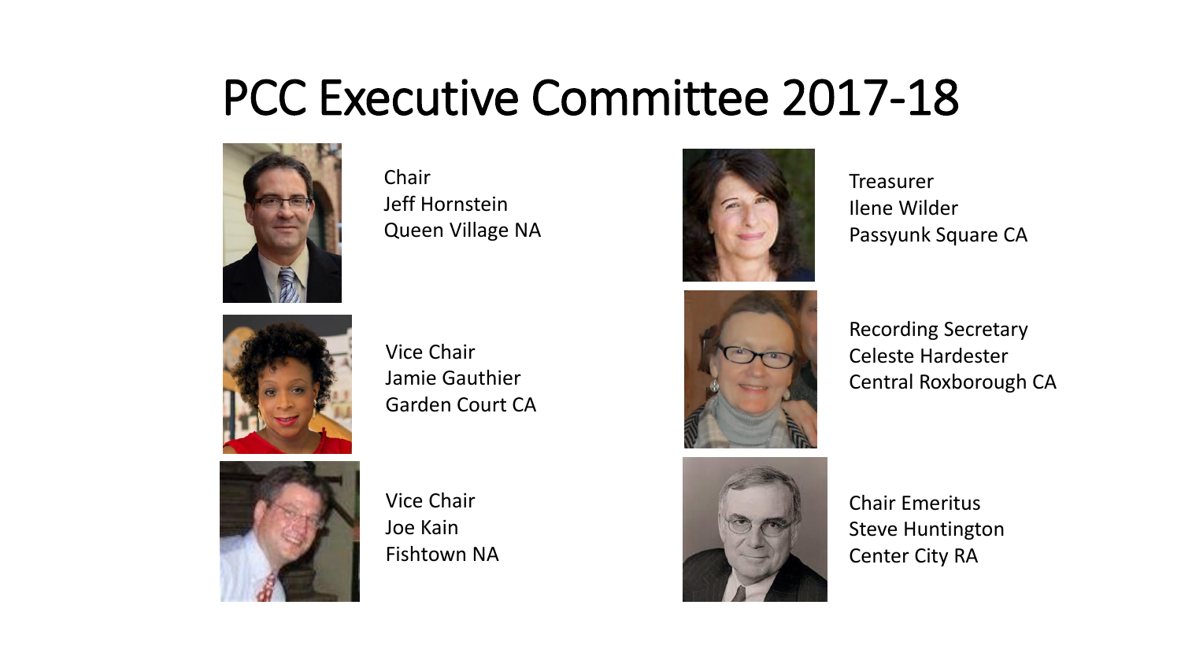# PCC Executive Committee 2017-18

Chair
Jeff Hornstein
Queen Village NA

Vice Chair
Jamie Gauthier
Garden Court CA

Vice Chair
Joe Kain
Fishtown NA

Treasurer
Ilene Wilder
Passyunk Square CA

Recording Secretary
Celeste Hardester
Central Roxborough CA

Chair Emeritus
Steve Huntington
Center City RA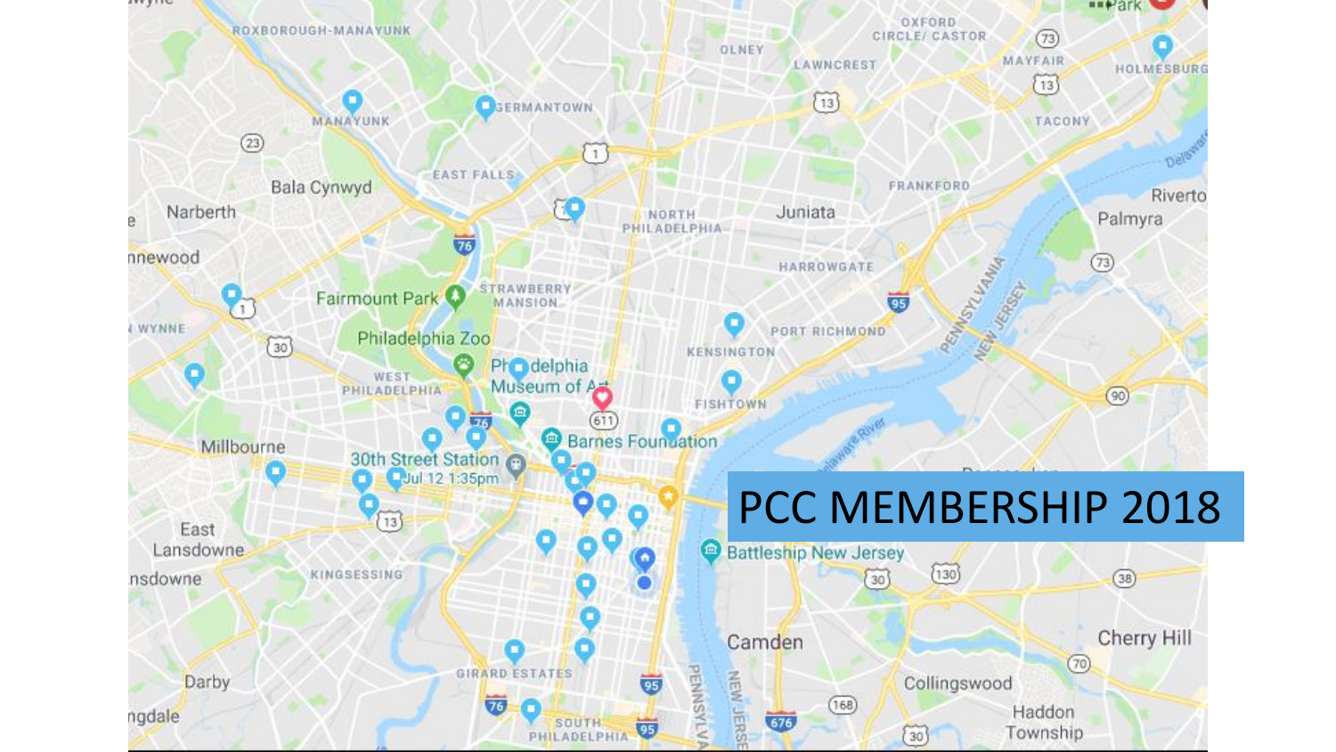# PCC MEMBERSHIP 2018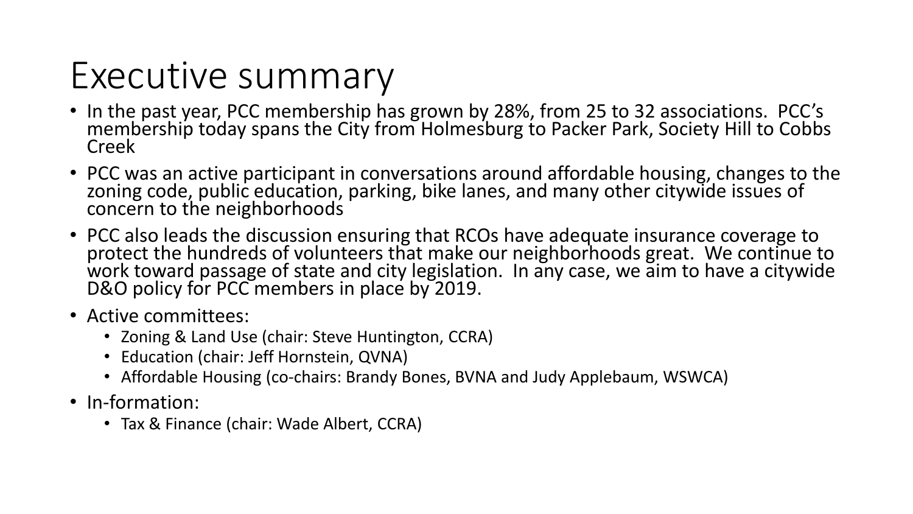# Executive summary

- In the past year, PCC membership has grown by 28%, from 25 to 32 associations. PCC's membership today spans the City from Holmesburg to Packer Park, Society Hill to Cobbs Creek
- PCC was an active participant in conversations around affordable housing, changes to the zoning code, public education, parking, bike lanes, and many other citywide issues of concern to the neighborhoods
- PCC also leads the discussion ensuring that RCOs have adequate insurance coverage to protect the hundreds of volunteers that make our neighborhoods great. We continue to work toward passage of state and city legislation. In any case, we aim to have a citywide D&O policy for PCC members in place by 2019.
- Active committees:
  - Zoning & Land Use (chair: Steve Huntington, CCRA)
  - Education (chair: Jeff Hornstein, QVNA)
  - Affordable Housing (co-chairs: Brandy Bones, BVNA and Judy Applebaum, WSWCA)
- In-formation:
  - Tax & Finance (chair: Wade Albert, CCRA)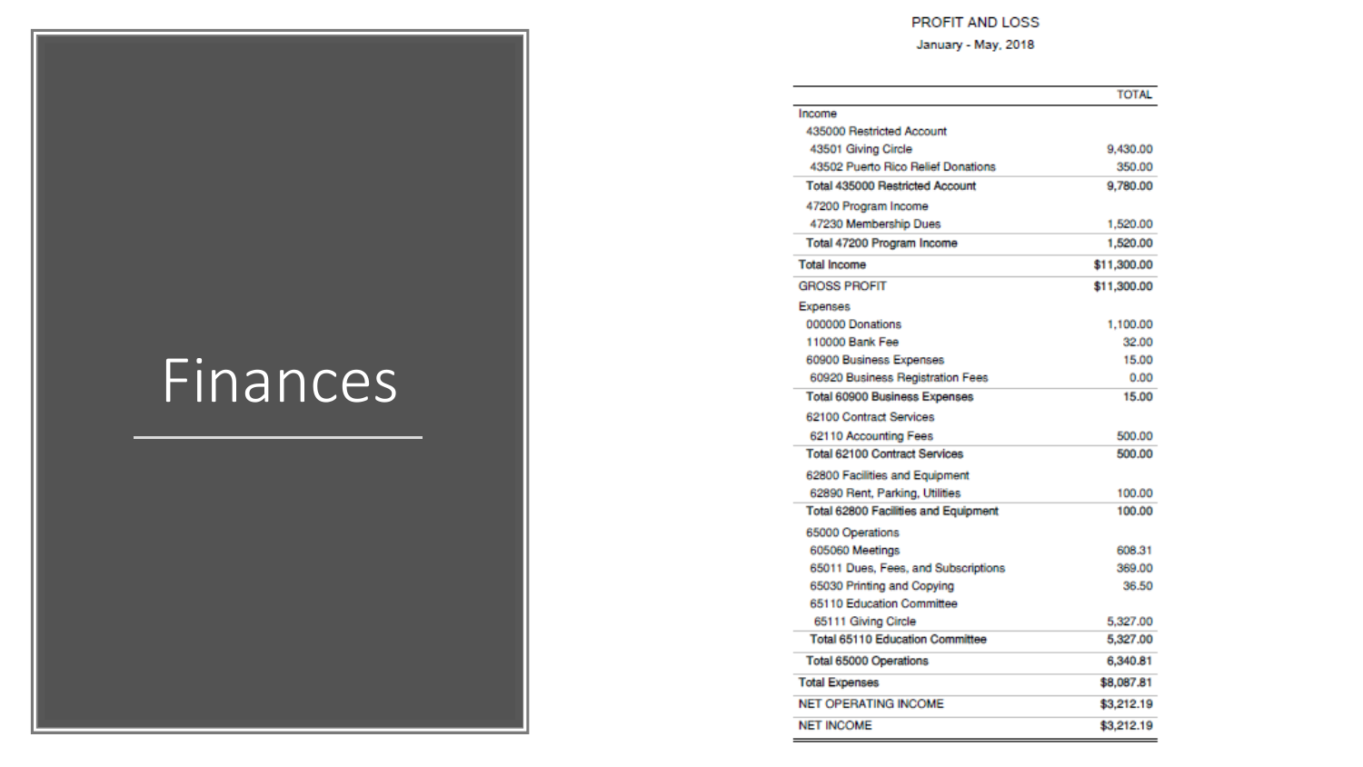# Finances

## PROFIT AND LOSS

January - May, 2018

| | TOTAL |
|---|---|
| Income | |
| 435000 Restricted Account | |
| 43501 Giving Circle | 9,430.00 |
| 43502 Puerto Rico Relief Donations | 350.00 |
| **Total 435000 Restricted Account** | **9,780.00** |
| 47200 Program Income | |
| 47230 Membership Dues | 1,520.00 |
| **Total 47200 Program Income** | **1,520.00** |
| **Total Income** | **$11,300.00** |
| GROSS PROFIT | **$11,300.00** |
| Expenses | |
| 000000 Donations | 1,100.00 |
| 110000 Bank Fee | 32.00 |
| 60900 Business Expenses | 15.00 |
| 60920 Business Registration Fees | 0.00 |
| **Total 60900 Business Expenses** | **15.00** |
| 62100 Contract Services | |
| 62110 Accounting Fees | 500.00 |
| **Total 62100 Contract Services** | **500.00** |
| 62800 Facilities and Equipment | |
| 62890 Rent, Parking, Utilities | 100.00 |
| **Total 62800 Facilities and Equipment** | **100.00** |
| 65000 Operations | |
| 605060 Meetings | 608.31 |
| 65011 Dues, Fees, and Subscriptions | 369.00 |
| 65030 Printing and Copying | 36.50 |
| 65110 Education Committee | |
| 65111 Giving Circle | 5,327.00 |
| **Total 65110 Education Committee** | **5,327.00** |
| **Total 65000 Operations** | **6,340.81** |
| **Total Expenses** | **$8,087.81** |
| NET OPERATING INCOME | **$3,212.19** |
| NET INCOME | **$3,212.19** |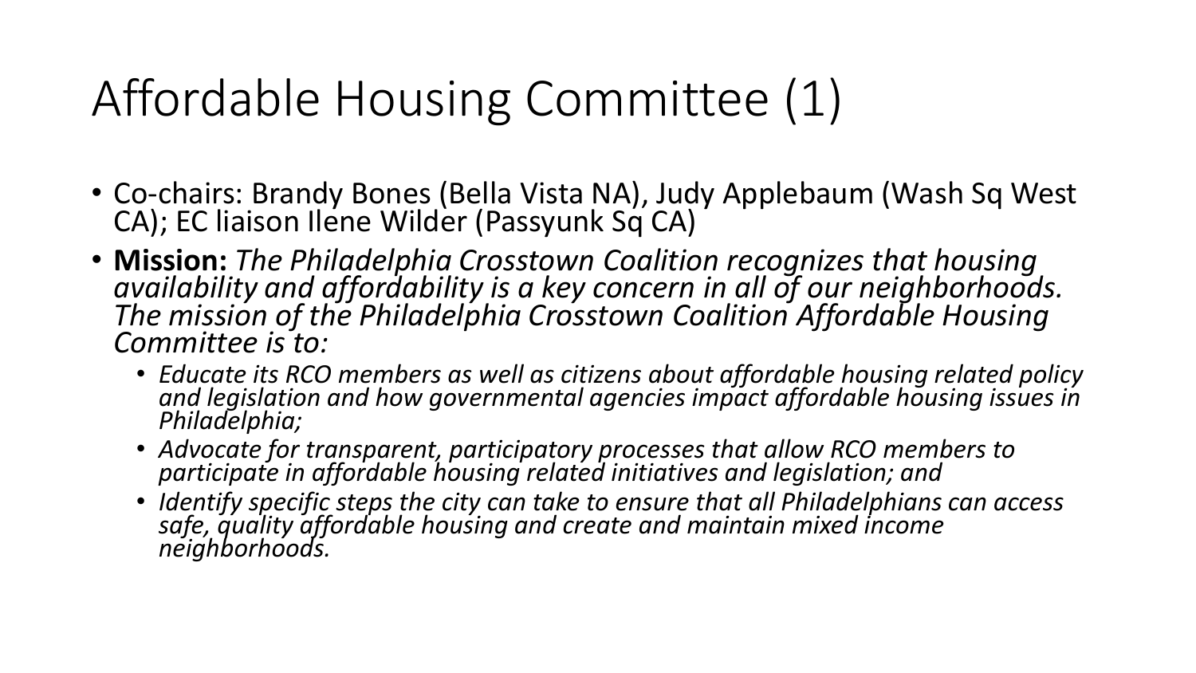# Affordable Housing Committee (1)

- Co-chairs: Brandy Bones (Bella Vista NA), Judy Applebaum (Wash Sq West CA); EC liaison Ilene Wilder (Passyunk Sq CA)
- **Mission:** *The Philadelphia Crosstown Coalition recognizes that housing availability and affordability is a key concern in all of our neighborhoods. The mission of the Philadelphia Crosstown Coalition Affordable Housing Committee is to:*
  - *Educate its RCO members as well as citizens about affordable housing related policy and legislation and how governmental agencies impact affordable housing issues in Philadelphia;*
  - *Advocate for transparent, participatory processes that allow RCO members to participate in affordable housing related initiatives and legislation; and*
  - *Identify specific steps the city can take to ensure that all Philadelphians can access safe, quality affordable housing and create and maintain mixed income neighborhoods.*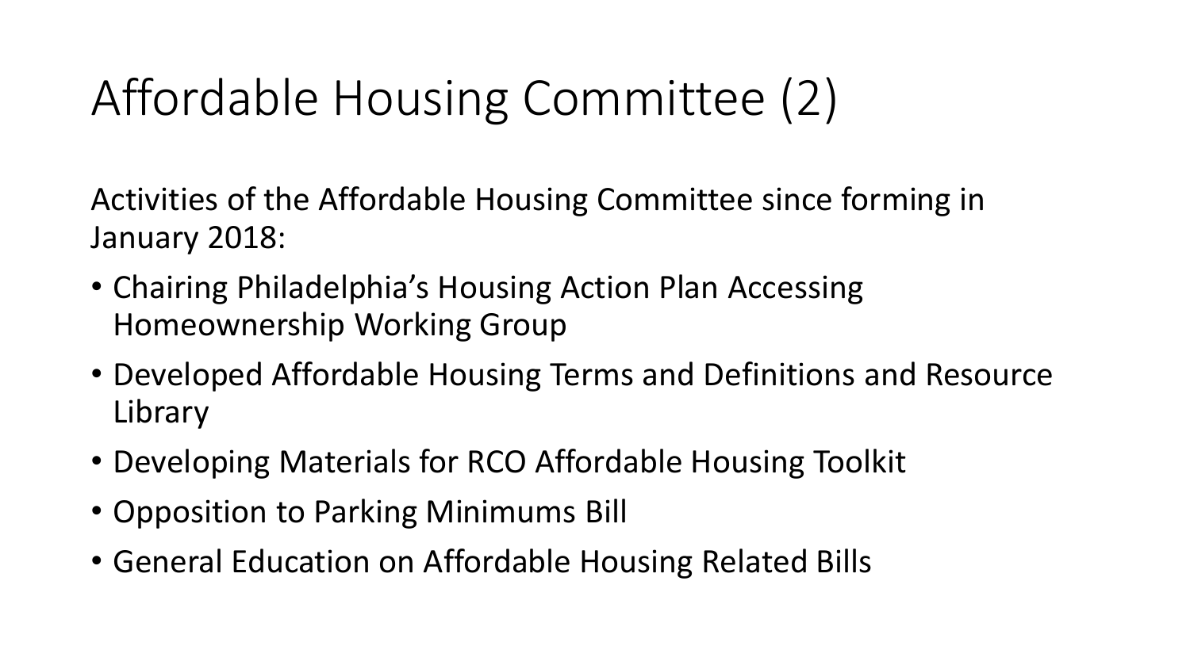# Affordable Housing Committee (2)

Activities of the Affordable Housing Committee since forming in January 2018:

- Chairing Philadelphia's Housing Action Plan Accessing Homeownership Working Group
- Developed Affordable Housing Terms and Definitions and Resource Library
- Developing Materials for RCO Affordable Housing Toolkit
- Opposition to Parking Minimums Bill
- General Education on Affordable Housing Related Bills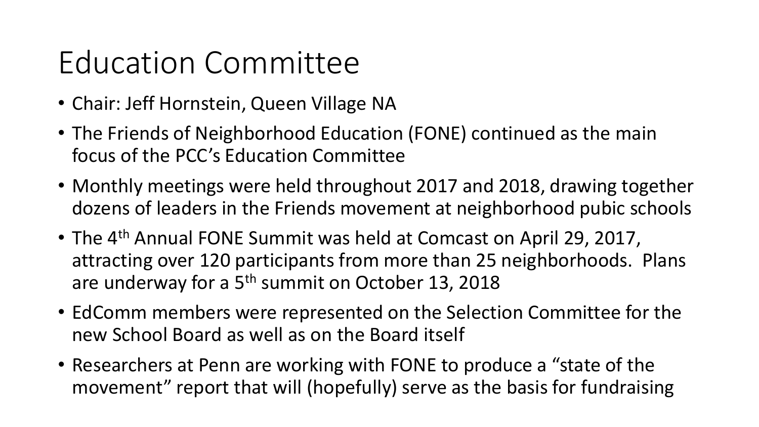# Education Committee

- Chair: Jeff Hornstein, Queen Village NA
- The Friends of Neighborhood Education (FONE) continued as the main focus of the PCC's Education Committee
- Monthly meetings were held throughout 2017 and 2018, drawing together dozens of leaders in the Friends movement at neighborhood pubic schools
- The 4th Annual FONE Summit was held at Comcast on April 29, 2017, attracting over 120 participants from more than 25 neighborhoods. Plans are underway for a 5th summit on October 13, 2018
- EdComm members were represented on the Selection Committee for the new School Board as well as on the Board itself
- Researchers at Penn are working with FONE to produce a "state of the movement" report that will (hopefully) serve as the basis for fundraising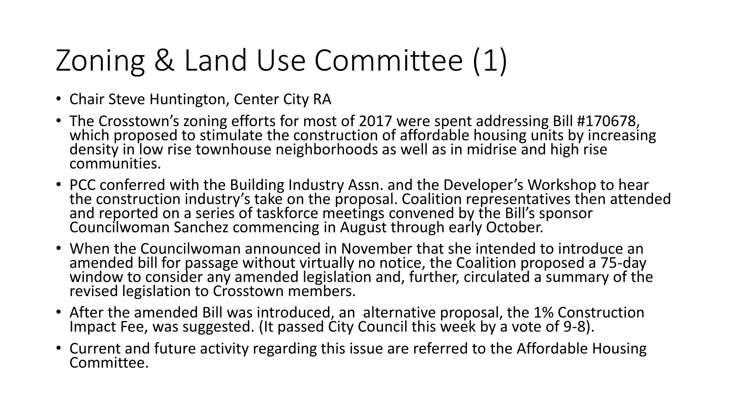# Zoning & Land Use Committee (1)

- Chair Steve Huntington, Center City RA
- The Crosstown's zoning efforts for most of 2017 were spent addressing Bill #170678, which proposed to stimulate the construction of affordable housing units by increasing density in low rise townhouse neighborhoods as well as in midrise and high rise communities.
- PCC conferred with the Building Industry Assn. and the Developer's Workshop to hear the construction industry's take on the proposal. Coalition representatives then attended and reported on a series of taskforce meetings convened by the Bill's sponsor Councilwoman Sanchez commencing in August through early October.
- When the Councilwoman announced in November that she intended to introduce an amended bill for passage without virtually no notice, the Coalition proposed a 75-day window to consider any amended legislation and, further, circulated a summary of the revised legislation to Crosstown members.
- After the amended Bill was introduced, an alternative proposal, the 1% Construction Impact Fee, was suggested. (It passed City Council this week by a vote of 9-8).
- Current and future activity regarding this issue are referred to the Affordable Housing Committee.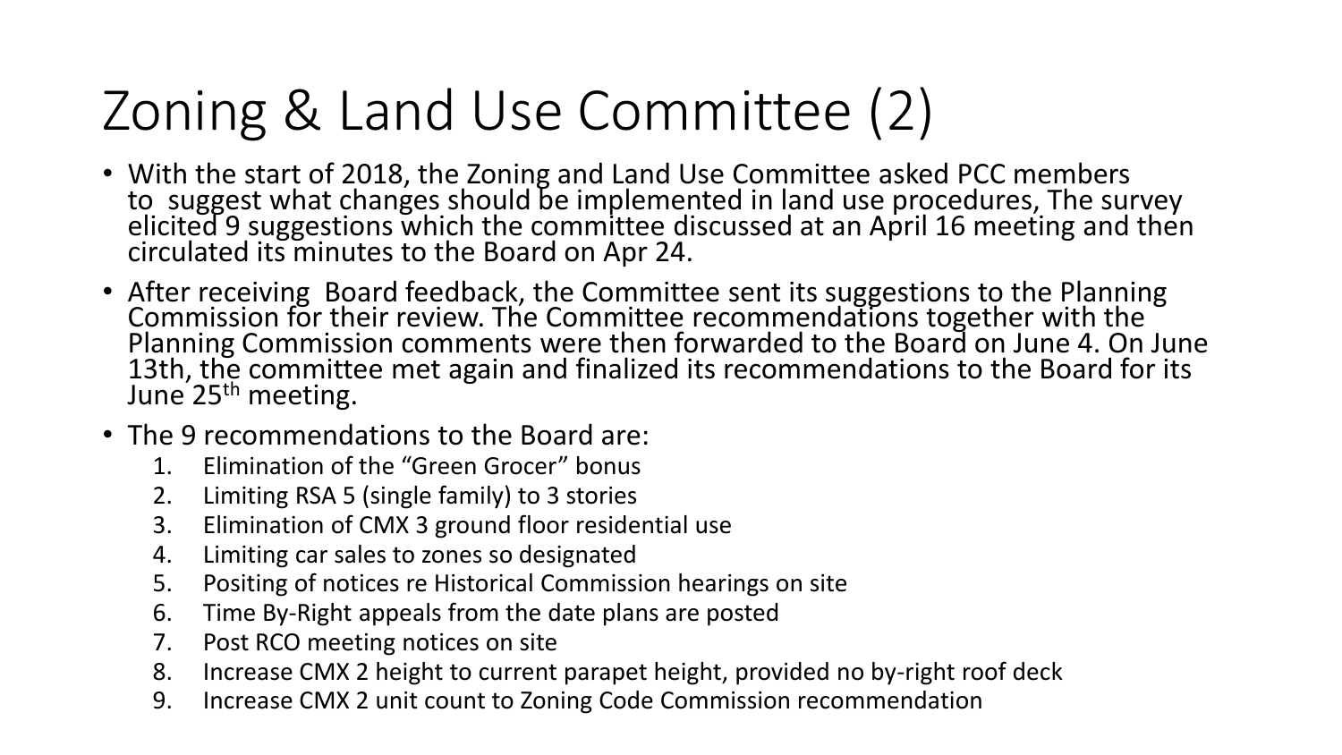# Zoning & Land Use Committee (2)

- With the start of 2018, the Zoning and Land Use Committee asked PCC members to suggest what changes should be implemented in land use procedures, The survey elicited 9 suggestions which the committee discussed at an April 16 meeting and then circulated its minutes to the Board on Apr 24.
- After receiving Board feedback, the Committee sent its suggestions to the Planning Commission for their review. The Committee recommendations together with the Planning Commission comments were then forwarded to the Board on June 4. On June 13th, the committee met again and finalized its recommendations to the Board for its June 25th meeting.
- The 9 recommendations to the Board are:
  1. Elimination of the "Green Grocer" bonus
  2. Limiting RSA 5 (single family) to 3 stories
  3. Elimination of CMX 3 ground floor residential use
  4. Limiting car sales to zones so designated
  5. Positing of notices re Historical Commission hearings on site
  6. Time By-Right appeals from the date plans are posted
  7. Post RCO meeting notices on site
  8. Increase CMX 2 height to current parapet height, provided no by-right roof deck
  9. Increase CMX 2 unit count to Zoning Code Commission recommendation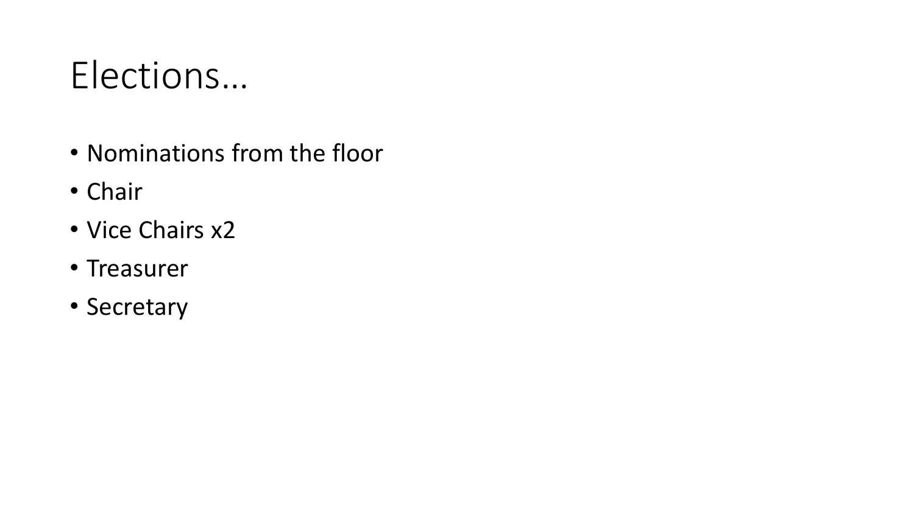# Elections…

- Nominations from the floor
- Chair
- Vice Chairs x2
- Treasurer
- Secretary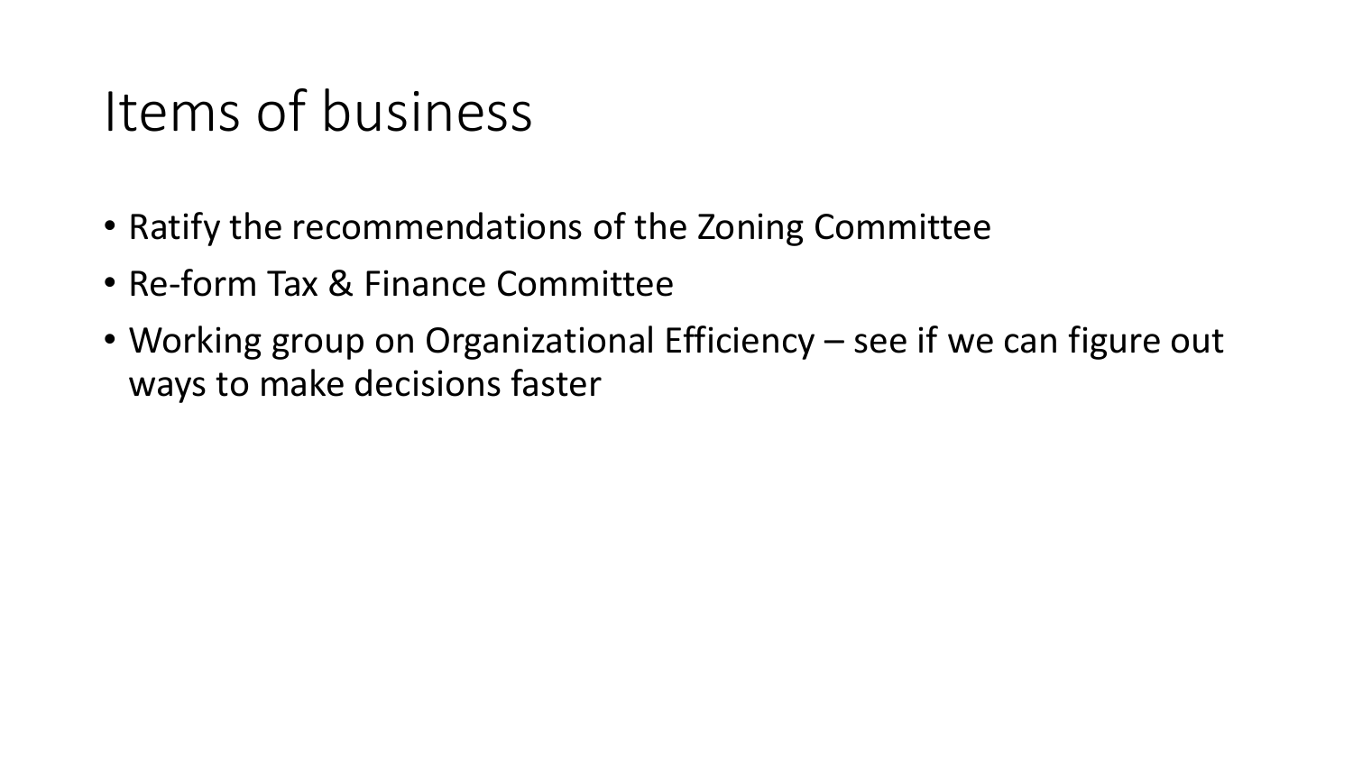# Items of business

- Ratify the recommendations of the Zoning Committee
- Re-form Tax & Finance Committee
- Working group on Organizational Efficiency – see if we can figure out ways to make decisions faster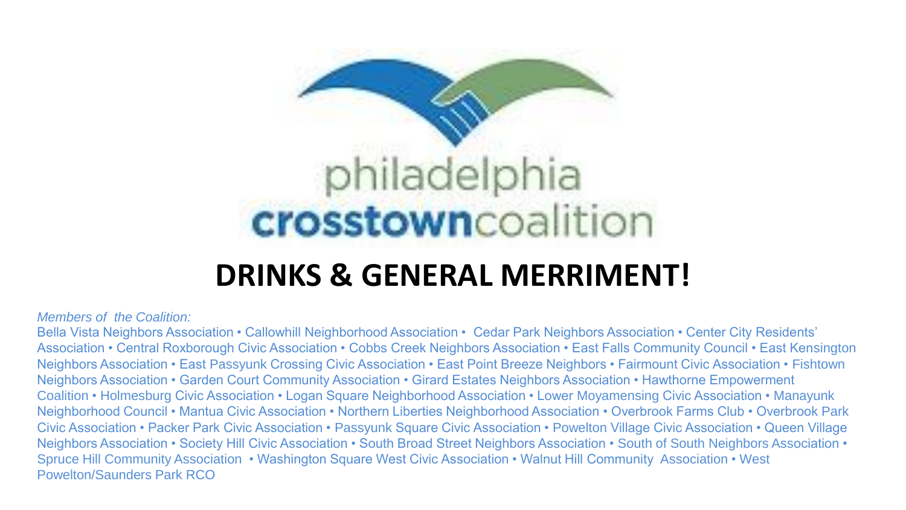philadelphia
**crosstown**coalition

# DRINKS & GENERAL MERRIMENT!

*Members of the Coalition:*

Bella Vista Neighbors Association • Callowhill Neighborhood Association • Cedar Park Neighbors Association • Center City Residents' Association • Central Roxborough Civic Association • Cobbs Creek Neighbors Association • East Falls Community Council • East Kensington Neighbors Association • East Passyunk Crossing Civic Association • East Point Breeze Neighbors • Fairmount Civic Association • Fishtown Neighbors Association • Garden Court Community Association • Girard Estates Neighbors Association • Hawthorne Empowerment Coalition • Holmesburg Civic Association • Logan Square Neighborhood Association • Lower Moyamensing Civic Association • Manayunk Neighborhood Council • Mantua Civic Association • Northern Liberties Neighborhood Association • Overbrook Farms Club • Overbrook Park Civic Association • Packer Park Civic Association • Passyunk Square Civic Association • Powelton Village Civic Association • Queen Village Neighbors Association • Society Hill Civic Association • South Broad Street Neighbors Association • South of South Neighbors Association • Spruce Hill Community Association • Washington Square West Civic Association • Walnut Hill Community Association • West Powelton/Saunders Park RCO